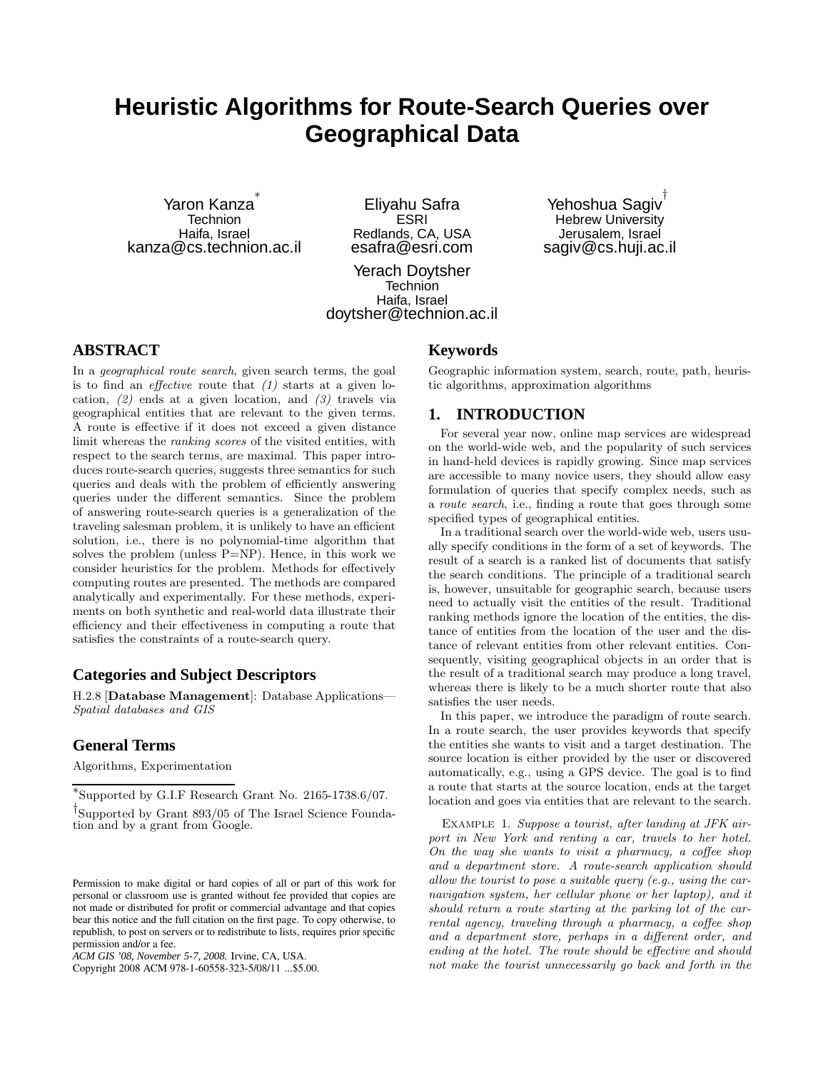# Heuristic Algorithms for Route-Search Queries over Geographical Data

Yaron Kanza[*]
Technion
Haifa, Israel
kanza@cs.technion.ac.il

Eliyahu Safra
ESRI
Redlands, CA, USA
esafra@esri.com

Yehoshua Sagiv[†]
Hebrew University
Jerusalem, Israel
sagiv@cs.huji.ac.il

Yerach Doytsher
Technion
Haifa, Israel
doytsher@technion.ac.il

## ABSTRACT

In a *geographical route search*, given search terms, the goal is to find an *effective* route that *(1)* starts at a given location, *(2)* ends at a given location, and *(3)* travels via geographical entities that are relevant to the given terms. A route is effective if it does not exceed a given distance limit whereas the *ranking scores* of the visited entities, with respect to the search terms, are maximal. This paper introduces route-search queries, suggests three semantics for such queries and deals with the problem of efficiently answering queries under the different semantics. Since the problem of answering route-search queries is a generalization of the traveling salesman problem, it is unlikely to have an efficient solution, i.e., there is no polynomial-time algorithm that solves the problem (unless P=NP). Hence, in this work we consider heuristics for the problem. Methods for effectively computing routes are presented. The methods are compared analytically and experimentally. For these methods, experiments on both synthetic and real-world data illustrate their efficiency and their effectiveness in computing a route that satisfies the constraints of a route-search query.

## Categories and Subject Descriptors

H.2.8 [**Database Management**]: Database Applications—*Spatial databases and GIS*

## General Terms

Algorithms, Experimentation

[*]Supported by G.I.F Research Grant No. 2165-1738.6/07.

[†]Supported by Grant 893/05 of The Israel Science Foundation and by a grant from Google.

Permission to make digital or hard copies of all or part of this work for personal or classroom use is granted without fee provided that copies are not made or distributed for profit or commercial advantage and that copies bear this notice and the full citation on the first page. To copy otherwise, to republish, to post on servers or to redistribute to lists, requires prior specific permission and/or a fee.
*ACM GIS '08, November 5-7, 2008.* Irvine, CA, USA.
Copyright 2008 ACM 978-1-60558-323-5/08/11 ...$5.00.

## Keywords

Geographic information system, search, route, path, heuristic algorithms, approximation algorithms

## 1. INTRODUCTION

For several year now, online map services are widespread on the world-wide web, and the popularity of such services in hand-held devices is rapidly growing. Since map services are accessible to many novice users, they should allow easy formulation of queries that specify complex needs, such as a *route search*, i.e., finding a route that goes through some specified types of geographical entities.

In a traditional search over the world-wide web, users usually specify conditions in the form of a set of keywords. The result of a search is a ranked list of documents that satisfy the search conditions. The principle of a traditional search is, however, unsuitable for geographic search, because users need to actually visit the entities of the result. Traditional ranking methods ignore the location of the entities, the distance of entities from the location of the user and the distance of relevant entities from other relevant entities. Consequently, visiting geographical objects in an order that is the result of a traditional search may produce a long travel, whereas there is likely to be a much shorter route that also satisfies the user needs.

In this paper, we introduce the paradigm of route search. In a route search, the user provides keywords that specify the entities she wants to visit and a target destination. The source location is either provided by the user or discovered automatically, e.g., using a GPS device. The goal is to find a route that starts at the source location, ends at the target location and goes via entities that are relevant to the search.

Example 1. *Suppose a tourist, after landing at JFK airport in New York and renting a car, travels to her hotel. On the way she wants to visit a pharmacy, a coffee shop and a department store. A route-search application should allow the tourist to pose a suitable query (e.g., using the car-navigation system, her cellular phone or her laptop), and it should return a route starting at the parking lot of the car-rental agency, traveling through a pharmacy, a coffee shop and a department store, perhaps in a different order, and ending at the hotel. The route should be effective and should not make the tourist unnecessarily go back and forth in the*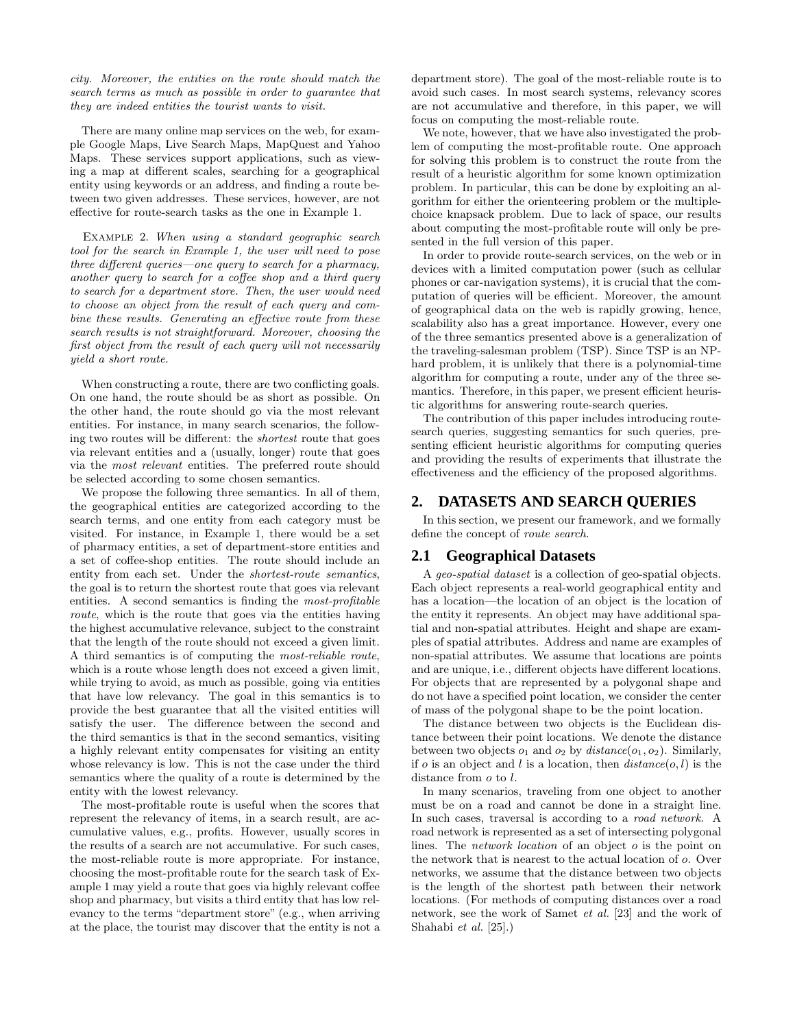*city. Moreover, the entities on the route should match the search terms as much as possible in order to guarantee that they are indeed entities the tourist wants to visit.*

There are many online map services on the web, for example Google Maps, Live Search Maps, MapQuest and Yahoo Maps. These services support applications, such as viewing a map at different scales, searching for a geographical entity using keywords or an address, and finding a route between two given addresses. These services, however, are not effective for route-search tasks as the one in Example 1.

Example 2. *When using a standard geographic search tool for the search in Example 1, the user will need to pose three different queries—one query to search for a pharmacy, another query to search for a coffee shop and a third query to search for a department store. Then, the user would need to choose an object from the result of each query and combine these results. Generating an effective route from these search results is not straightforward. Moreover, choosing the first object from the result of each query will not necessarily yield a short route.*

When constructing a route, there are two conflicting goals. On one hand, the route should be as short as possible. On the other hand, the route should go via the most relevant entities. For instance, in many search scenarios, the following two routes will be different: the *shortest* route that goes via relevant entities and a (usually, longer) route that goes via the *most relevant* entities. The preferred route should be selected according to some chosen semantics.

We propose the following three semantics. In all of them, the geographical entities are categorized according to the search terms, and one entity from each category must be visited. For instance, in Example 1, there would be a set of pharmacy entities, a set of department-store entities and a set of coffee-shop entities. The route should include an entity from each set. Under the *shortest-route semantics*, the goal is to return the shortest route that goes via relevant entities. A second semantics is finding the *most-profitable route*, which is the route that goes via the entities having the highest accumulative relevance, subject to the constraint that the length of the route should not exceed a given limit. A third semantics is of computing the *most-reliable route*, which is a route whose length does not exceed a given limit, while trying to avoid, as much as possible, going via entities that have low relevancy. The goal in this semantics is to provide the best guarantee that all the visited entities will satisfy the user. The difference between the second and the third semantics is that in the second semantics, visiting a highly relevant entity compensates for visiting an entity whose relevancy is low. This is not the case under the third semantics where the quality of a route is determined by the entity with the lowest relevancy.

The most-profitable route is useful when the scores that represent the relevancy of items, in a search result, are accumulative values, e.g., profits. However, usually scores in the results of a search are not accumulative. For such cases, the most-reliable route is more appropriate. For instance, choosing the most-profitable route for the search task of Example 1 may yield a route that goes via highly relevant coffee shop and pharmacy, but visits a third entity that has low relevancy to the terms "department store" (e.g., when arriving at the place, the tourist may discover that the entity is not a department store). The goal of the most-reliable route is to avoid such cases. In most search systems, relevancy scores are not accumulative and therefore, in this paper, we will focus on computing the most-reliable route.

We note, however, that we have also investigated the problem of computing the most-profitable route. One approach for solving this problem is to construct the route from the result of a heuristic algorithm for some known optimization problem. In particular, this can be done by exploiting an algorithm for either the orienteering problem or the multiple-choice knapsack problem. Due to lack of space, our results about computing the most-profitable route will only be presented in the full version of this paper.

In order to provide route-search services, on the web or in devices with a limited computation power (such as cellular phones or car-navigation systems), it is crucial that the computation of queries will be efficient. Moreover, the amount of geographical data on the web is rapidly growing, hence, scalability also has a great importance. However, every one of the three semantics presented above is a generalization of the traveling-salesman problem (TSP). Since TSP is an NP-hard problem, it is unlikely that there is a polynomial-time algorithm for computing a route, under any of the three semantics. Therefore, in this paper, we present efficient heuristic algorithms for answering route-search queries.

The contribution of this paper includes introducing route-search queries, suggesting semantics for such queries, presenting efficient heuristic algorithms for computing queries and providing the results of experiments that illustrate the effectiveness and the efficiency of the proposed algorithms.

## 2. DATASETS AND SEARCH QUERIES

In this section, we present our framework, and we formally define the concept of *route search*.

### 2.1 Geographical Datasets

A *geo-spatial dataset* is a collection of geo-spatial objects. Each object represents a real-world geographical entity and has a location—the location of an object is the location of the entity it represents. An object may have additional spatial and non-spatial attributes. Height and shape are examples of spatial attributes. Address and name are examples of non-spatial attributes. We assume that locations are points and are unique, i.e., different objects have different locations. For objects that are represented by a polygonal shape and do not have a specified point location, we consider the center of mass of the polygonal shape to be the point location.

The distance between two objects is the Euclidean distance between their point locations. We denote the distance between two objects $o_1$ and $o_2$ by $distance(o_1, o_2)$. Similarly, if $o$ is an object and $l$ is a location, then $distance(o, l)$ is the distance from $o$ to $l$.

In many scenarios, traveling from one object to another must be on a road and cannot be done in a straight line. In such cases, traversal is according to a *road network*. A road network is represented as a set of intersecting polygonal lines. The *network location* of an object $o$ is the point on the network that is nearest to the actual location of $o$. Over networks, we assume that the distance between two objects is the length of the shortest path between their network locations. (For methods of computing distances over a road network, see the work of Samet *et al.* [23] and the work of Shahabi *et al.* [25].)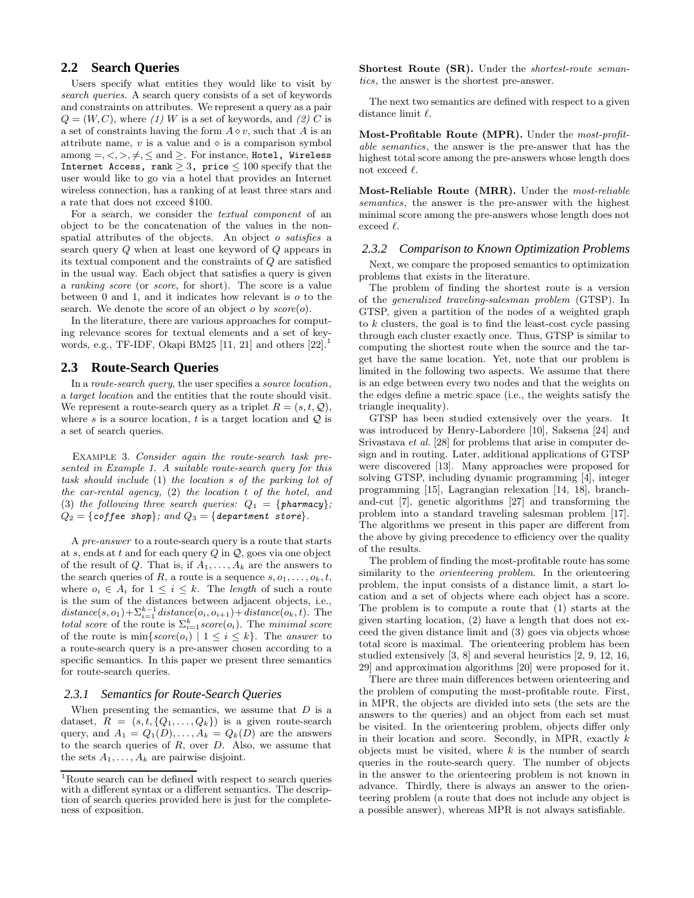## 2.2 Search Queries

Users specify what entities they would like to visit by *search queries*. A search query consists of a set of keywords and constraints on attributes. We represent a query as a pair $Q = (W, C)$, where *(1)* $W$ is a set of keywords, and *(2)* $C$ is a set of constraints having the form $A \diamond v$, such that $A$ is an attribute name, $v$ is a value and $\diamond$ is a comparison symbol among $=, <, >, \neq, \leq$ and $\geq$. For instance, `Hotel, Wireless Internet Access, rank` $\geq 3$, `price` $\leq 100$ specify that the user would like to go via a hotel that provides an Internet wireless connection, has a ranking of at least three stars and a rate that does not exceed \$100.

For a search, we consider the *textual component* of an object to be the concatenation of the values in the non-spatial attributes of the objects. An object $o$ *satisfies* a search query $Q$ when at least one keyword of $Q$ appears in its textual component and the constraints of $Q$ are satisfied in the usual way. Each object that satisfies a query is given a *ranking score* (or *score*, for short). The score is a value between 0 and 1, and it indicates how relevant is $o$ to the search. We denote the score of an object $o$ by $score(o)$.

In the literature, there are various approaches for computing relevance scores for textual elements and a set of keywords, e.g., TF-IDF, Okapi BM25 [11, 21] and others [22].[1]

## 2.3 Route-Search Queries

In a *route-search query*, the user specifies a *source location*, a *target location* and the entities that the route should visit. We represent a route-search query as a triplet $R = (s, t, \mathcal{Q})$, where $s$ is a source location, $t$ is a target location and $\mathcal{Q}$ is a set of search queries.

Example 3. *Consider again the route-search task presented in Example 1. A suitable route-search query for this task should include* (1) *the location s of the parking lot of the car-rental agency,* (2) *the location t of the hotel, and* (3) *the following three search queries:* $Q_1 = \{$*pharmacy*$\}$*;* $Q_2 = \{$*coffee shop*$\}$*; and* $Q_3 = \{$*department store*$\}$*.*

A *pre-answer* to a route-search query is a route that starts at $s$, ends at $t$ and for each query $Q$ in $\mathcal{Q}$, goes via one object of the result of $Q$. That is, if $A_1, \ldots, A_k$ are the answers to the search queries of $R$, a route is a sequence $s, o_1, \ldots, o_k, t$, where $o_i \in A_i$ for $1 \leq i \leq k$. The *length* of such a route is the sum of the distances between adjacent objects, i.e., $distance(s, o_1) + \Sigma_{i=1}^{k-1} distance(o_i, o_{i+1}) + distance(o_k, t)$. The *total score* of the route is $\Sigma_{i=1}^{k} score(o_i)$. The *minimal score* of the route is $\min\{score(o_i) \mid 1 \leq i \leq k\}$. The *answer* to a route-search query is a pre-answer chosen according to a specific semantics. In this paper we present three semantics for route-search queries.

### 2.3.1 Semantics for Route-Search Queries

When presenting the semantics, we assume that $D$ is a dataset, $R = (s, t, \{Q_1, \ldots, Q_k\})$ is a given route-search query, and $A_1 = Q_1(D), \ldots, A_k = Q_k(D)$ are the answers to the search queries of $R$, over $D$. Also, we assume that the sets $A_1, \ldots, A_k$ are pairwise disjoint.

**Shortest Route (SR).** Under the *shortest-route semantics*, the answer is the shortest pre-answer.

The next two semantics are defined with respect to a given distance limit $\ell$.

**Most-Profitable Route (MPR).** Under the *most-profitable semantics*, the answer is the pre-answer that has the highest total score among the pre-answers whose length does not exceed $\ell$.

**Most-Reliable Route (MRR).** Under the *most-reliable semantics*, the answer is the pre-answer with the highest minimal score among the pre-answers whose length does not exceed $\ell$.

### 2.3.2 Comparison to Known Optimization Problems

Next, we compare the proposed semantics to optimization problems that exists in the literature.

The problem of finding the shortest route is a version of the *generalized traveling-salesman problem* (GTSP). In GTSP, given a partition of the nodes of a weighted graph to $k$ clusters, the goal is to find the least-cost cycle passing through each cluster exactly once. Thus, GTSP is similar to computing the shortest route when the source and the target have the same location. Yet, note that our problem is limited in the following two aspects. We assume that there is an edge between every two nodes and that the weights on the edges define a metric space (i.e., the weights satisfy the triangle inequality).

GTSP has been studied extensively over the years. It was introduced by Henry-Labordere [10], Saksena [24] and Srivastava *et al.* [28] for problems that arise in computer design and in routing. Later, additional applications of GTSP were discovered [13]. Many approaches were proposed for solving GTSP, including dynamic programming [4], integer programming [15], Lagrangian relaxation [14, 18], branch-and-cut [7], genetic algorithms [27] and transforming the problem into a standard traveling salesman problem [17]. The algorithms we present in this paper are different from the above by giving precedence to efficiency over the quality of the results.

The problem of finding the most-profitable route has some similarity to the *orienteering problem*. In the orienteering problem, the input consists of a distance limit, a start location and a set of objects where each object has a score. The problem is to compute a route that (1) starts at the given starting location, (2) have a length that does not exceed the given distance limit and (3) goes via objects whose total score is maximal. The orienteering problem has been studied extensively [3, 8] and several heuristics [2, 9, 12, 16, 29] and approximation algorithms [20] were proposed for it.

There are three main differences between orienteering and the problem of computing the most-profitable route. First, in MPR, the objects are divided into sets (the sets are the answers to the queries) and an object from each set must be visited. In the orienteering problem, objects differ only in their location and score. Secondly, in MPR, exactly $k$ objects must be visited, where $k$ is the number of search queries in the route-search query. The number of objects in the answer to the orienteering problem is not known in advance. Thirdly, there is always an answer to the orienteering problem (a route that does not include any object is a possible answer), whereas MPR is not always satisfiable.

[1] Route search can be defined with respect to search queries with a different syntax or a different semantics. The description of search queries provided here is just for the completeness of exposition.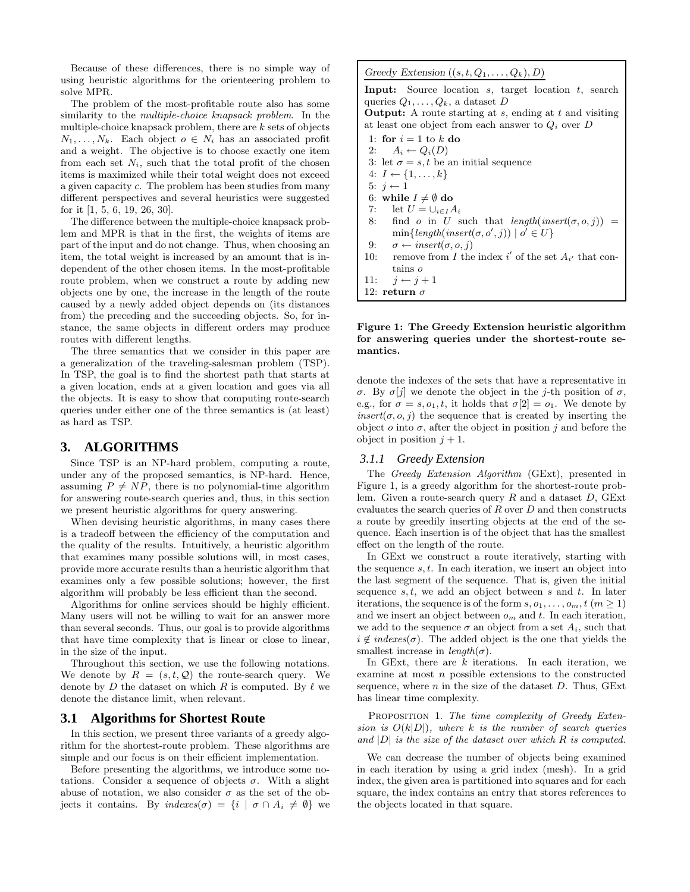Because of these differences, there is no simple way of using heuristic algorithms for the orienteering problem to solve MPR.

The problem of the most-profitable route also has some similarity to the *multiple-choice knapsack problem*. In the multiple-choice knapsack problem, there are $k$ sets of objects $N_1, \ldots, N_k$. Each object $o \in N_i$ has an associated profit and a weight. The objective is to choose exactly one item from each set $N_i$, such that the total profit of the chosen items is maximized while their total weight does not exceed a given capacity $c$. The problem has been studies from many different perspectives and several heuristics were suggested for it [1, 5, 6, 19, 26, 30].

The difference between the multiple-choice knapsack problem and MPR is that in the first, the weights of items are part of the input and do not change. Thus, when choosing an item, the total weight is increased by an amount that is independent of the other chosen items. In the most-profitable route problem, when we construct a route by adding new objects one by one, the increase in the length of the route caused by a newly added object depends on (its distances from) the preceding and the succeeding objects. So, for instance, the same objects in different orders may produce routes with different lengths.

The three semantics that we consider in this paper are a generalization of the traveling-salesman problem (TSP). In TSP, the goal is to find the shortest path that starts at a given location, ends at a given location and goes via all the objects. It is easy to show that computing route-search queries under either one of the three semantics is (at least) as hard as TSP.

## 3. ALGORITHMS

Since TSP is an NP-hard problem, computing a route, under any of the proposed semantics, is NP-hard. Hence, assuming $P \neq NP$, there is no polynomial-time algorithm for answering route-search queries and, thus, in this section we present heuristic algorithms for query answering.

When devising heuristic algorithms, in many cases there is a tradeoff between the efficiency of the computation and the quality of the results. Intuitively, a heuristic algorithm that examines many possible solutions will, in most cases, provide more accurate results than a heuristic algorithm that examines only a few possible solutions; however, the first algorithm will probably be less efficient than the second.

Algorithms for online services should be highly efficient. Many users will not be willing to wait for an answer more than several seconds. Thus, our goal is to provide algorithms that have time complexity that is linear or close to linear, in the size of the input.

Throughout this section, we use the following notations. We denote by $R = (s, t, \mathcal{Q})$ the route-search query. We denote by $D$ the dataset on which $R$ is computed. By $\ell$ we denote the distance limit, when relevant.

### 3.1 Algorithms for Shortest Route

In this section, we present three variants of a greedy algorithm for the shortest-route problem. These algorithms are simple and our focus is on their efficient implementation.

Before presenting the algorithms, we introduce some notations. Consider a sequence of objects $\sigma$. With a slight abuse of notation, we also consider $\sigma$ as the set of the objects it contains. By $indexes(\sigma) = \{i \mid \sigma \cap A_i \neq \emptyset\}$ we denote the indexes of the sets that have a representative in $\sigma$. By $\sigma[j]$ we denote the object in the $j$-th position of $\sigma$, e.g., for $\sigma = s, o_1, t$, it holds that $\sigma[2] = o_1$. We denote by $insert(\sigma, o, j)$ the sequence that is created by inserting the object $o$ into $\sigma$, after the object in position $j$ and before the object in position $j + 1$.

```
Greedy Extension ((s, t, Q_1, ..., Q_k), D)
Input: Source location s, target location t, search
queries Q_1, ..., Q_k, a dataset D
Output: A route starting at s, ending at t and visiting
at least one object from each answer to Q_i over D
 1: for i = 1 to k do
 2:    A_i ← Q_i(D)
 3: let σ = s, t be an initial sequence
 4: I ← {1, ..., k}
 5: j ← 1
 6: while I ≠ ∅ do
 7:    let U = ∪_{i∈I} A_i
 8:    find o in U such that length(insert(σ, o, j)) =
       min{length(insert(σ, o', j)) | o' ∈ U}
 9:    σ ← insert(σ, o, j)
10:    remove from I the index i' of the set A_{i'} that con-
       tains o
11:    j ← j + 1
12: return σ
```

**Figure 1: The Greedy Extension heuristic algorithm for answering queries under the shortest-route semantics.**

#### 3.1.1 Greedy Extension

The *Greedy Extension Algorithm* (GExt), presented in Figure 1, is a greedy algorithm for the shortest-route problem. Given a route-search query $R$ and a dataset $D$, GExt evaluates the search queries of $R$ over $D$ and then constructs a route by greedily inserting objects at the end of the sequence. Each insertion is of the object that has the smallest effect on the length of the route.

In GExt we construct a route iteratively, starting with the sequence $s, t$. In each iteration, we insert an object into the last segment of the sequence. That is, given the initial sequence $s, t$, we add an object between $s$ and $t$. In later iterations, the sequence is of the form $s, o_1, \ldots, o_m, t$ $(m \geq 1)$ and we insert an object between $o_m$ and $t$. In each iteration, we add to the sequence $\sigma$ an object from a set $A_i$, such that $i \notin indexes(\sigma)$. The added object is the one that yields the smallest increase in $length(\sigma)$.

In GExt, there are $k$ iterations. In each iteration, we examine at most $n$ possible extensions to the constructed sequence, where $n$ in the size of the dataset $D$. Thus, GExt has linear time complexity.

PROPOSITION 1. *The time complexity of Greedy Extension is $O(k|D|)$, where $k$ is the number of search queries and $|D|$ is the size of the dataset over which $R$ is computed.*

We can decrease the number of objects being examined in each iteration by using a grid index (mesh). In a grid index, the given area is partitioned into squares and for each square, the index contains an entry that stores references to the objects located in that square.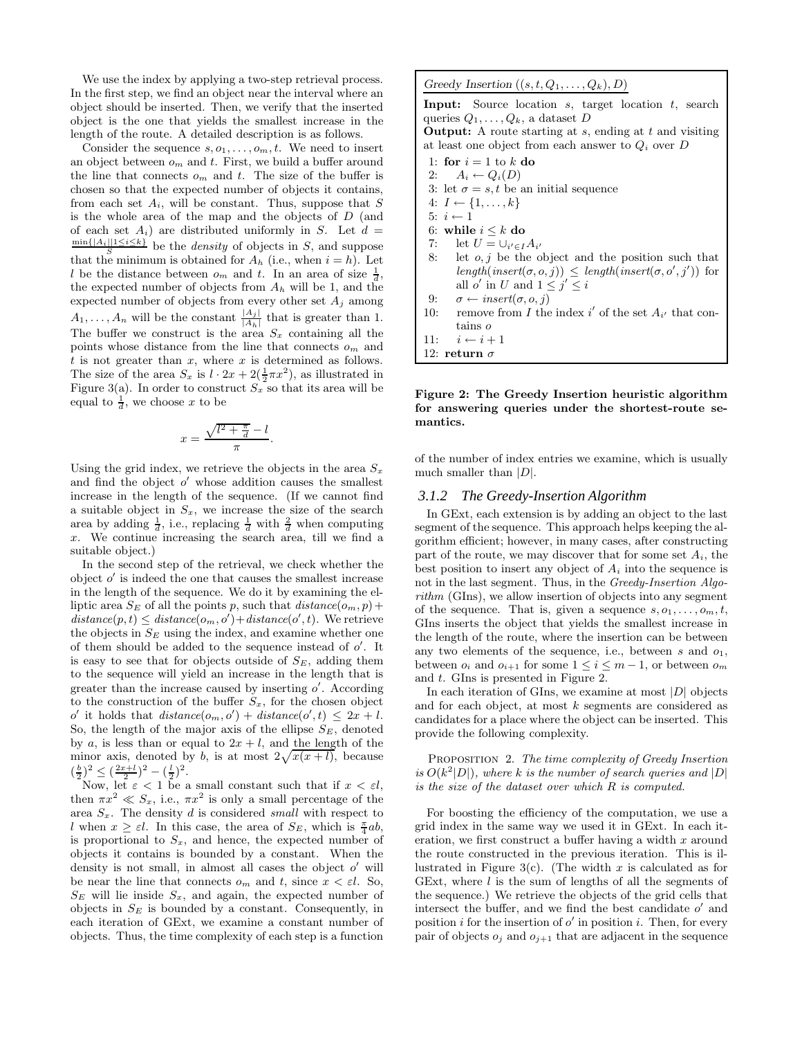We use the index by applying a two-step retrieval process. In the first step, we find an object near the interval where an object should be inserted. Then, we verify that the inserted object is the one that yields the smallest increase in the length of the route. A detailed description is as follows.

Consider the sequence $s, o_1, \ldots, o_m, t$. We need to insert an object between $o_m$ and $t$. First, we build a buffer around the line that connects $o_m$ and $t$. The size of the buffer is chosen so that the expected number of objects it contains, from each set $A_i$, will be constant. Thus, suppose that $S$ is the whole area of the map and the objects of $D$ (and of each set $A_i$) are distributed uniformly in $S$. Let $d = \frac{\min\{|A_i| | 1 \le i \le k\}}{S}$ be the *density* of objects in $S$, and suppose that the minimum is obtained for $A_h$ (i.e., when $i = h$). Let $l$ be the distance between $o_m$ and $t$. In an area of size $\frac{1}{d}$, the expected number of objects from $A_h$ will be 1, and the expected number of objects from every other set $A_j$ among $A_1, \ldots, A_n$ will be the constant $\frac{|A_j|}{|A_h|}$ that is greater than 1. The buffer we construct is the area $S_x$ containing all the points whose distance from the line that connects $o_m$ and $t$ is not greater than $x$, where $x$ is determined as follows. The size of the area $S_x$ is $l \cdot 2x + 2(\frac{1}{2}\pi x^2)$, as illustrated in Figure 3(a). In order to construct $S_x$ so that its area will be equal to $\frac{1}{d}$, we choose $x$ to be

$$x = \frac{\sqrt{l^2 + \frac{\pi}{d}} - l}{\pi}.$$

Using the grid index, we retrieve the objects in the area $S_x$ and find the object $o'$ whose addition causes the smallest increase in the length of the sequence. (If we cannot find a suitable object in $S_x$, we increase the size of the search area by adding $\frac{1}{d}$, i.e., replacing $\frac{1}{d}$ with $\frac{2}{d}$ when computing $x$. We continue increasing the search area, till we find a suitable object.)

In the second step of the retrieval, we check whether the object $o'$ is indeed the one that causes the smallest increase in the length of the sequence. We do it by examining the elliptic area $S_E$ of all the points $p$, such that $distance(o_m, p) + distance(p, t) \le distance(o_m, o') + distance(o', t)$. We retrieve the objects in $S_E$ using the index, and examine whether one of them should be added to the sequence instead of $o'$. It is easy to see that for objects outside of $S_E$, adding them to the sequence will yield an increase in the length that is greater than the increase caused by inserting $o'$. According to the construction of the buffer $S_x$, for the chosen object $o'$ it holds that $distance(o_m, o') + distance(o', t) \le 2x + l$. So, the length of the major axis of the ellipse $S_E$, denoted by $a$, is less than or equal to $2x + l$, and the length of the minor axis, denoted by $b$, is at most $2\sqrt{x(x+l)}$, because $(\frac{b}{2})^2 \le (\frac{2x+l}{2})^2 - (\frac{l}{2})^2$.

Now, let $\varepsilon < 1$ be a small constant such that if $x < \varepsilon l$, then $\pi x^2 \ll S_x$, i.e., $\pi x^2$ is only a small percentage of the area $S_x$. The density $d$ is considered *small* with respect to $l$ when $x \ge \varepsilon l$. In this case, the area of $S_E$, which is $\frac{\pi}{4}ab$, is proportional to $S_x$, and hence, the expected number of objects it contains is bounded by a constant. When the density is not small, in almost all cases the object $o'$ will be near the line that connects $o_m$ and $t$, since $x < \varepsilon l$. So, $S_E$ will lie inside $S_x$, and again, the expected number of objects in $S_E$ is bounded by a constant. Consequently, in each iteration of GExt, we examine a constant number of objects. Thus, the time complexity of each step is a function of the number of index entries we examine, which is usually much smaller than $|D|$.

```
Greedy Insertion ((s, t, Q_1, ..., Q_k), D)

Input: Source location s, target location t, search
queries Q_1, ..., Q_k, a dataset D
Output: A route starting at s, ending at t and visiting
at least one object from each answer to Q_i over D

 1: for i = 1 to k do
 2:    A_i ← Q_i(D)
 3: let σ = s, t be an initial sequence
 4: I ← {1, ..., k}
 5: i ← 1
 6: while i ≤ k do
 7:    let U = ∪_{i'∈I} A_{i'}
 8:    let o, j be the object and the position such that
       length(insert(σ, o, j)) ≤ length(insert(σ, o', j')) for
       all o' in U and 1 ≤ j' ≤ i
 9:    σ ← insert(σ, o, j)
10:    remove from I the index i' of the set A_{i'} that con-
       tains o
11:    i ← i + 1
12: return σ
```

**Figure 2: The Greedy Insertion heuristic algorithm for answering queries under the shortest-route semantics.**

### 3.1.2 The Greedy-Insertion Algorithm

In GExt, each extension is by adding an object to the last segment of the sequence. This approach helps keeping the algorithm efficient; however, in many cases, after constructing part of the route, we may discover that for some set $A_i$, the best position to insert any object of $A_i$ into the sequence is not in the last segment. Thus, in the *Greedy-Insertion Algorithm* (GIns), we allow insertion of objects into any segment of the sequence. That is, given a sequence $s, o_1, \ldots, o_m, t$, GIns inserts the object that yields the smallest increase in the length of the route, where the insertion can be between any two elements of the sequence, i.e., between $s$ and $o_1$, between $o_i$ and $o_{i+1}$ for some $1 \le i \le m-1$, or between $o_m$ and $t$. GIns is presented in Figure 2.

In each iteration of GIns, we examine at most $|D|$ objects and for each object, at most $k$ segments are considered as candidates for a place where the object can be inserted. This provide the following complexity.

Proposition 2. *The time complexity of Greedy Insertion is $O(k^2|D|)$, where $k$ is the number of search queries and $|D|$ is the size of the dataset over which $R$ is computed.*

For boosting the efficiency of the computation, we use a grid index in the same way we used it in GExt. In each iteration, we first construct a buffer having a width $x$ around the route constructed in the previous iteration. This is illustrated in Figure 3(c). (The width $x$ is calculated as for GExt, where $l$ is the sum of lengths of all the segments of the sequence.) We retrieve the objects of the grid cells that intersect the buffer, and we find the best candidate $o'$ and position $i$ for the insertion of $o'$ in position $i$. Then, for every pair of objects $o_j$ and $o_{j+1}$ that are adjacent in the sequence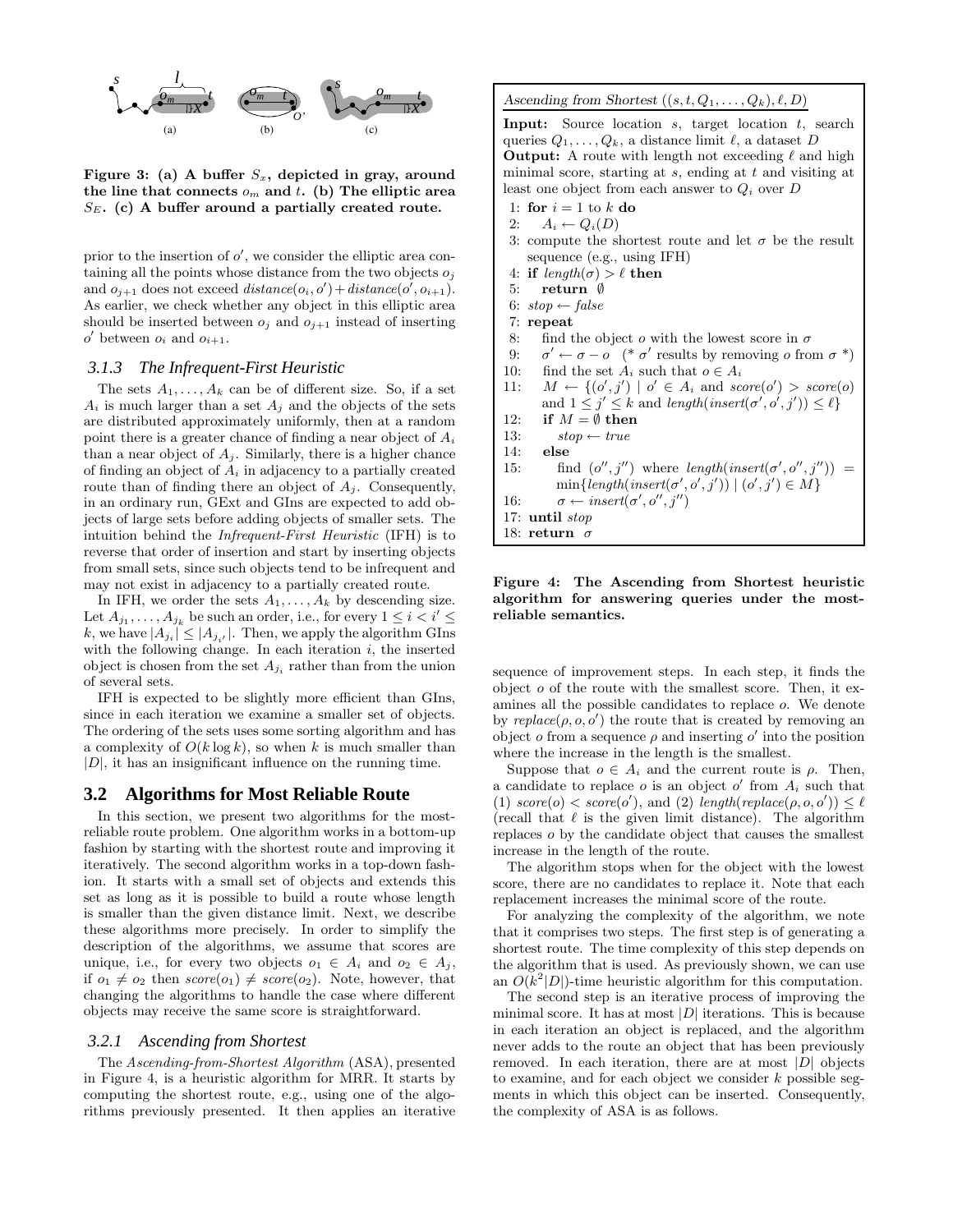Figure 3: (a) A buffer $S_x$, depicted in gray, around the line that connects $o_m$ and $t$. (b) The elliptic area $S_E$. (c) A buffer around a partially created route.

prior to the insertion of $o'$, we consider the elliptic area containing all the points whose distance from the two objects $o_j$ and $o_{j+1}$ does not exceed $distance(o_i, o') + distance(o', o_{i+1})$. As earlier, we check whether any object in this elliptic area should be inserted between $o_j$ and $o_{j+1}$ instead of inserting $o'$ between $o_i$ and $o_{i+1}$.

### 3.1.3 The Infrequent-First Heuristic

The sets $A_1, \ldots, A_k$ can be of different size. So, if a set $A_i$ is much larger than a set $A_j$ and the objects of the sets are distributed approximately uniformly, then at a random point there is a greater chance of finding a near object of $A_i$ than a near object of $A_j$. Similarly, there is a higher chance of finding an object of $A_i$ in adjacency to a partially created route than of finding there an object of $A_j$. Consequently, in an ordinary run, GExt and GIns are expected to add objects of large sets before adding objects of smaller sets. The intuition behind the *Infrequent-First Heuristic* (IFH) is to reverse that order of insertion and start by inserting objects from small sets, since such objects tend to be infrequent and may not exist in adjacency to a partially created route.

In IFH, we order the sets $A_1, \ldots, A_k$ by descending size. Let $A_{j_1}, \ldots, A_{j_k}$ be such an order, i.e., for every $1 \le i < i' \le k$, we have $|A_{j_i}| \le |A_{j_{i'}}|$. Then, we apply the algorithm GIns with the following change. In each iteration $i$, the inserted object is chosen from the set $A_{j_i}$ rather than from the union of several sets.

IFH is expected to be slightly more efficient than GIns, since in each iteration we examine a smaller set of objects. The ordering of the sets uses some sorting algorithm and has a complexity of $O(k \log k)$, so when $k$ is much smaller than $|D|$, it has an insignificant influence on the running time.

## 3.2 Algorithms for Most Reliable Route

In this section, we present two algorithms for the most-reliable route problem. One algorithm works in a bottom-up fashion by starting with the shortest route and improving it iteratively. The second algorithm works in a top-down fashion. It starts with a small set of objects and extends this set as long as it is possible to build a route whose length is smaller than the given distance limit. Next, we describe these algorithms more precisely. In order to simplify the description of the algorithms, we assume that scores are unique, i.e., for every two objects $o_1 \in A_i$ and $o_2 \in A_j$, if $o_1 \neq o_2$ then $score(o_1) \neq score(o_2)$. Note, however, that changing the algorithms to handle the case where different objects may receive the same score is straightforward.

### 3.2.1 Ascending from Shortest

The *Ascending-from-Shortest Algorithm* (ASA), presented in Figure 4, is a heuristic algorithm for MRR. It starts by computing the shortest route, e.g., using one of the algorithms previously presented. It then applies an iterative sequence of improvement steps. In each step, it finds the object $o$ of the route with the smallest score. Then, it examines all the possible candidates to replace $o$. We denote by $replace(\rho, o, o')$ the route that is created by removing an object $o$ from a sequence $\rho$ and inserting $o'$ into the position where the increase in the length is the smallest.

*Ascending from Shortest* $((s, t, Q_1, \ldots, Q_k), \ell, D)$

**Input:** Source location $s$, target location $t$, search queries $Q_1, \ldots, Q_k$, a distance limit $\ell$, a dataset $D$
**Output:** A route with length not exceeding $\ell$ and high minimal score, starting at $s$, ending at $t$ and visiting at least one object from each answer to $Q_i$ over $D$

```
1: for i = 1 to k do
2:    A_i ← Q_i(D)
3: compute the shortest route and let σ be the result
   sequence (e.g., using IFH)
4: if length(σ) > ℓ then
5:    return ∅
6: stop ← false
7: repeat
8:    find the object o with the lowest score in σ
9:    σ' ← σ − o   (* σ' results by removing o from σ *)
10:   find the set A_i such that o ∈ A_i
11:   M ← {(o', j') | o' ∈ A_i and score(o') > score(o)
      and 1 ≤ j' ≤ k and length(insert(σ', o', j')) ≤ ℓ}
12:   if M = ∅ then
13:      stop ← true
14:   else
15:      find (o'', j'') where length(insert(σ', o'', j'')) =
         min{length(insert(σ', o', j')) | (o', j') ∈ M}
16:      σ ← insert(σ', o'', j'')
17: until stop
18: return σ
```

Figure 4: The Ascending from Shortest heuristic algorithm for answering queries under the most-reliable semantics.

Suppose that $o \in A_i$ and the current route is $\rho$. Then, a candidate to replace $o$ is an object $o'$ from $A_i$ such that (1) $score(o) < score(o')$, and (2) $length(replace(\rho, o, o')) \le \ell$ (recall that $\ell$ is the given limit distance). The algorithm replaces $o$ by the candidate object that causes the smallest increase in the length of the route.

The algorithm stops when for the object with the lowest score, there are no candidates to replace it. Note that each replacement increases the minimal score of the route.

For analyzing the complexity of the algorithm, we note that it comprises two steps. The first step is of generating a shortest route. The time complexity of this step depends on the algorithm that is used. As previously shown, we can use an $O(k^2|D|)$-time heuristic algorithm for this computation.

The second step is an iterative process of improving the minimal score. It has at most $|D|$ iterations. This is because in each iteration an object is replaced, and the algorithm never adds to the route an object that has been previously removed. In each iteration, there are at most $|D|$ objects to examine, and for each object we consider $k$ possible segments in which this object can be inserted. Consequently, the complexity of ASA is as follows.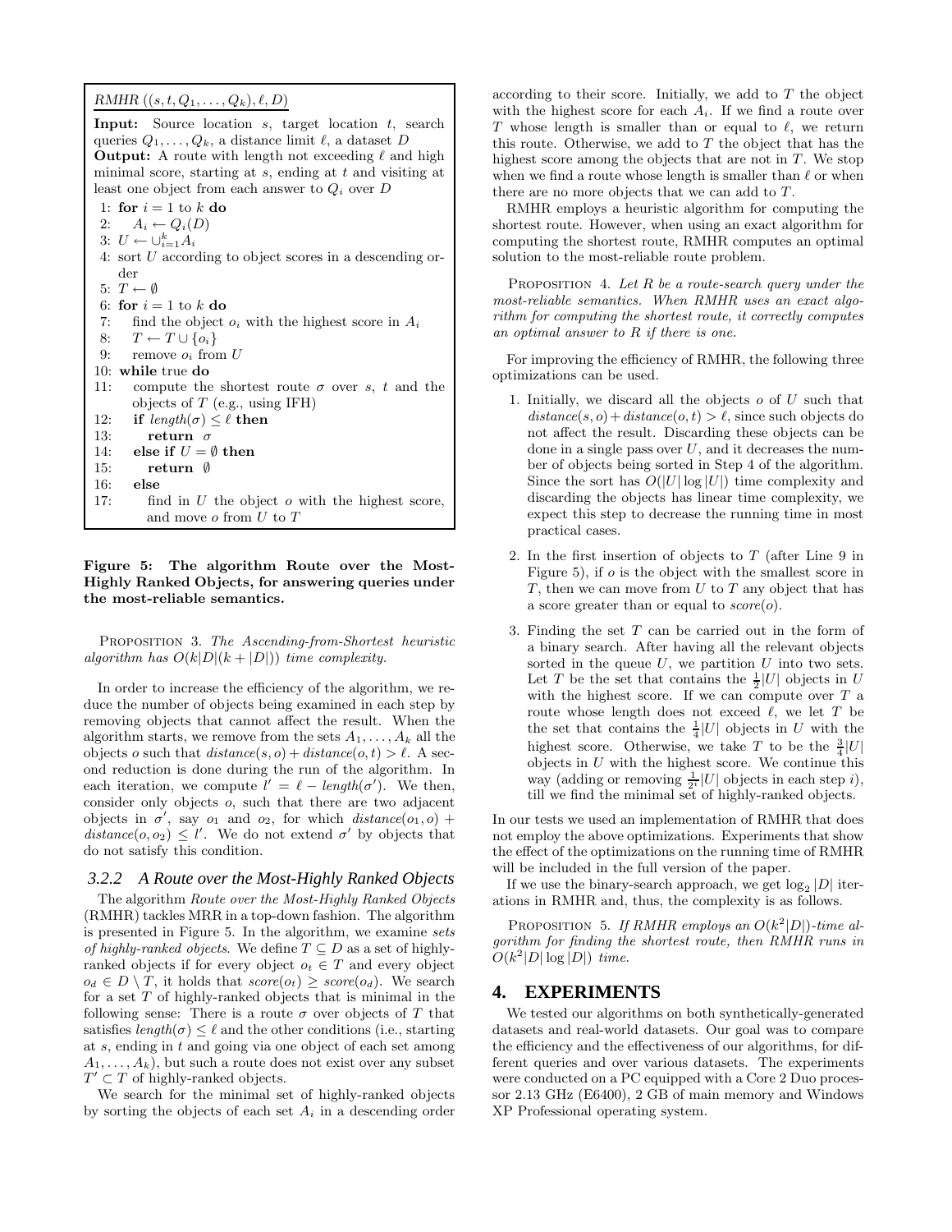*RMHR* $((s, t, Q_1, \ldots, Q_k), \ell, D)$

**Input:** Source location $s$, target location $t$, search queries $Q_1, \ldots, Q_k$, a distance limit $\ell$, a dataset $D$
**Output:** A route with length not exceeding $\ell$ and high minimal score, starting at $s$, ending at $t$ and visiting at least one object from each answer to $Q_i$ over $D$

```
1: for i = 1 to k do
2:    A_i ← Q_i(D)
3: U ← ∪_{i=1}^k A_i
4: sort U according to object scores in a descending order
5: T ← ∅
6: for i = 1 to k do
7:    find the object o_i with the highest score in A_i
8:    T ← T ∪ {o_i}
9:    remove o_i from U
10: while true do
11:    compute the shortest route σ over s, t and the objects of T (e.g., using IFH)
12:    if length(σ) ≤ ℓ then
13:       return σ
14:    else if U = ∅ then
15:       return ∅
16:    else
17:       find in U the object o with the highest score, and move o from U to T
```

**Figure 5: The algorithm Route over the Most-Highly Ranked Objects, for answering queries under the most-reliable semantics.**

Proposition 3. *The Ascending-from-Shortest heuristic algorithm has $O(k|D|(k + |D|))$ time complexity.*

In order to increase the efficiency of the algorithm, we reduce the number of objects being examined in each step by removing objects that cannot affect the result. When the algorithm starts, we remove from the sets $A_1, \ldots, A_k$ all the objects $o$ such that $distance(s, o) + distance(o, t) > \ell$. A second reduction is done during the run of the algorithm. In each iteration, we compute $l' = \ell - length(\sigma')$. We then, consider only objects $o$, such that there are two adjacent objects in $\sigma'$, say $o_1$ and $o_2$, for which $distance(o_1, o) + distance(o, o_2) \leq l'$. We do not extend $\sigma'$ by objects that do not satisfy this condition.

### 3.2.2 A Route over the Most-Highly Ranked Objects

The algorithm *Route over the Most-Highly Ranked Objects* (RMHR) tackles MRR in a top-down fashion. The algorithm is presented in Figure 5. In the algorithm, we examine *sets of highly-ranked objects*. We define $T \subseteq D$ as a set of highly-ranked objects if for every object $o_t \in T$ and every object $o_d \in D \setminus T$, it holds that $score(o_t) \geq score(o_d)$. We search for a set $T$ of highly-ranked objects that is minimal in the following sense: There is a route $\sigma$ over objects of $T$ that satisfies $length(\sigma) \leq \ell$ and the other conditions (i.e., starting at $s$, ending in $t$ and going via one object of each set among $A_1, \ldots, A_k$), but such a route does not exist over any subset $T' \subset T$ of highly-ranked objects.

We search for the minimal set of highly-ranked objects by sorting the objects of each set $A_i$ in a descending order according to their score. Initially, we add to $T$ the object with the highest score for each $A_i$. If we find a route over $T$ whose length is smaller than or equal to $\ell$, we return this route. Otherwise, we add to $T$ the object that has the highest score among the objects that are not in $T$. We stop when we find a route whose length is smaller than $\ell$ or when there are no more objects that we can add to $T$.

RMHR employs a heuristic algorithm for computing the shortest route. However, when using an exact algorithm for computing the shortest route, RMHR computes an optimal solution to the most-reliable route problem.

Proposition 4. *Let $R$ be a route-search query under the most-reliable semantics. When RMHR uses an exact algorithm for computing the shortest route, it correctly computes an optimal answer to $R$ if there is one.*

For improving the efficiency of RMHR, the following three optimizations can be used.

1. Initially, we discard all the objects $o$ of $U$ such that $distance(s, o) + distance(o, t) > \ell$, since such objects do not affect the result. Discarding these objects can be done in a single pass over $U$, and it decreases the number of objects being sorted in Step 4 of the algorithm. Since the sort has $O(|U| \log |U|)$ time complexity and discarding the objects has linear time complexity, we expect this step to decrease the running time in most practical cases.
2. In the first insertion of objects to $T$ (after Line 9 in Figure 5), if $o$ is the object with the smallest score in $T$, then we can move from $U$ to $T$ any object that has a score greater than or equal to $score(o)$.
3. Finding the set $T$ can be carried out in the form of a binary search. After having all the relevant objects sorted in the queue $U$, we partition $U$ into two sets. Let $T$ be the set that contains the $\frac{1}{2}|U|$ objects in $U$ with the highest score. If we can compute over $T$ a route whose length does not exceed $\ell$, we let $T$ be the set that contains the $\frac{1}{4}|U|$ objects in $U$ with the highest score. Otherwise, we take $T$ to be the $\frac{3}{4}|U|$ objects in $U$ with the highest score. We continue this way (adding or removing $\frac{1}{2^i}|U|$ objects in each step $i$), till we find the minimal set of highly-ranked objects.

In our tests we used an implementation of RMHR that does not employ the above optimizations. Experiments that show the effect of the optimizations on the running time of RMHR will be included in the full version of the paper.

If we use the binary-search approach, we get $\log_2 |D|$ iterations in RMHR and, thus, the complexity is as follows.

Proposition 5. *If RMHR employs an $O(k^2|D|)$-time algorithm for finding the shortest route, then RMHR runs in $O(k^2|D| \log |D|)$ time.*

# 4. EXPERIMENTS

We tested our algorithms on both synthetically-generated datasets and real-world datasets. Our goal was to compare the efficiency and the effectiveness of our algorithms, for different queries and over various datasets. The experiments were conducted on a PC equipped with a Core 2 Duo processor 2.13 GHz (E6400), 2 GB of main memory and Windows XP Professional operating system.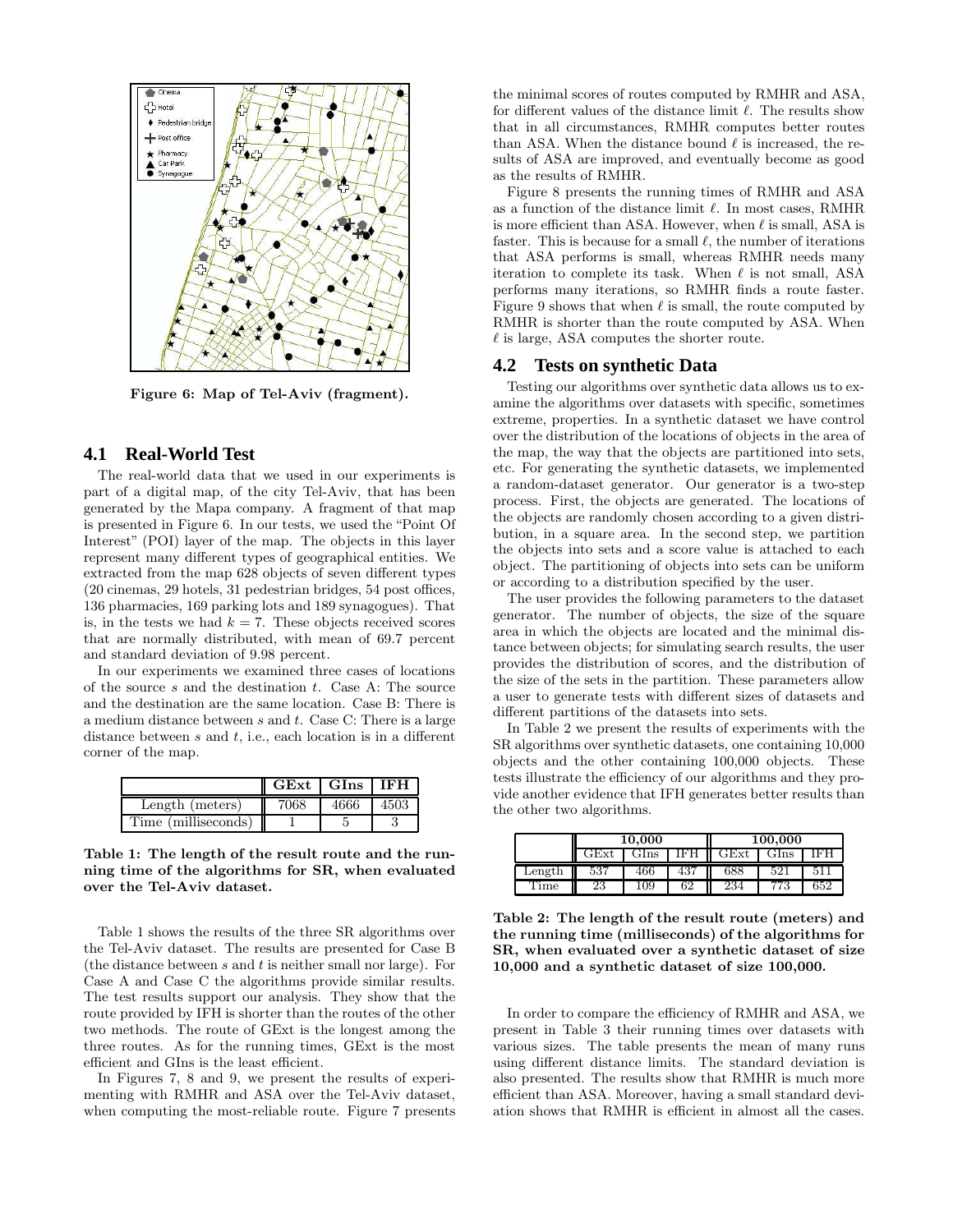Figure 6: Map of Tel-Aviv (fragment).

## 4.1 Real-World Test

The real-world data that we used in our experiments is part of a digital map, of the city Tel-Aviv, that has been generated by the Mapa company. A fragment of that map is presented in Figure 6. In our tests, we used the "Point Of Interest" (POI) layer of the map. The objects in this layer represent many different types of geographical entities. We extracted from the map 628 objects of seven different types (20 cinemas, 29 hotels, 31 pedestrian bridges, 54 post offices, 136 pharmacies, 169 parking lots and 189 synagogues). That is, in the tests we had $k = 7$. These objects received scores that are normally distributed, with mean of 69.7 percent and standard deviation of 9.98 percent.

In our experiments we examined three cases of locations of the source $s$ and the destination $t$. Case A: The source and the destination are the same location. Case B: There is a medium distance between $s$ and $t$. Case C: There is a large distance between $s$ and $t$, i.e., each location is in a different corner of the map.

| | GExt | GIns | IFH |
|---|---|---|---|
| Length (meters) | 7068 | 4666 | 4503 |
| Time (milliseconds) | 1 | 5 | 3 |

Table 1: The length of the result route and the running time of the algorithms for SR, when evaluated over the Tel-Aviv dataset.

Table 1 shows the results of the three SR algorithms over the Tel-Aviv dataset. The results are presented for Case B (the distance between $s$ and $t$ is neither small nor large). For Case A and Case C the algorithms provide similar results. The test results support our analysis. They show that the route provided by IFH is shorter than the routes of the other two methods. The route of GExt is the longest among the three routes. As for the running times, GExt is the most efficient and GIns is the least efficient.

In Figures 7, 8 and 9, we present the results of experimenting with RMHR and ASA over the Tel-Aviv dataset, when computing the most-reliable route. Figure 7 presents the minimal scores of routes computed by RMHR and ASA, for different values of the distance limit $\ell$. The results show that in all circumstances, RMHR computes better routes than ASA. When the distance bound $\ell$ is increased, the results of ASA are improved, and eventually become as good as the results of RMHR.

Figure 8 presents the running times of RMHR and ASA as a function of the distance limit $\ell$. In most cases, RMHR is more efficient than ASA. However, when $\ell$ is small, ASA is faster. This is because for a small $\ell$, the number of iterations that ASA performs is small, whereas RMHR needs many iteration to complete its task. When $\ell$ is not small, ASA performs many iterations, so RMHR finds a route faster. Figure 9 shows that when $\ell$ is small, the route computed by RMHR is shorter than the route computed by ASA. When $\ell$ is large, ASA computes the shorter route.

## 4.2 Tests on synthetic Data

Testing our algorithms over synthetic data allows us to examine the algorithms over datasets with specific, sometimes extreme, properties. In a synthetic dataset we have control over the distribution of the locations of objects in the area of the map, the way that the objects are partitioned into sets, etc. For generating the synthetic datasets, we implemented a random-dataset generator. Our generator is a two-step process. First, the objects are generated. The locations of the objects are randomly chosen according to a given distribution, in a square area. In the second step, we partition the objects into sets and a score value is attached to each object. The partitioning of objects into sets can be uniform or according to a distribution specified by the user.

The user provides the following parameters to the dataset generator. The number of objects, the size of the square area in which the objects are located and the minimal distance between objects; for simulating search results, the user provides the distribution of scores, and the distribution of the size of the sets in the partition. These parameters allow a user to generate tests with different sizes of datasets and different partitions of the datasets into sets.

In Table 2 we present the results of experiments with the SR algorithms over synthetic datasets, one containing 10,000 objects and the other containing 100,000 objects. These tests illustrate the efficiency of our algorithms and they provide another evidence that IFH generates better results than the other two algorithms.

| | 10,000 | | | 100,000 | | |
|---|---|---|---|---|---|---|
| | GExt | GIns | IFH | GExt | GIns | IFH |
| Length | 537 | 466 | 437 | 688 | 521 | 511 |
| Time | 23 | 109 | 62 | 234 | 773 | 652 |

Table 2: The length of the result route (meters) and the running time (milliseconds) of the algorithms for SR, when evaluated over a synthetic dataset of size 10,000 and a synthetic dataset of size 100,000.

In order to compare the efficiency of RMHR and ASA, we present in Table 3 their running times over datasets with various sizes. The table presents the mean of many runs using different distance limits. The standard deviation is also presented. The results show that RMHR is much more efficient than ASA. Moreover, having a small standard deviation shows that RMHR is efficient in almost all the cases.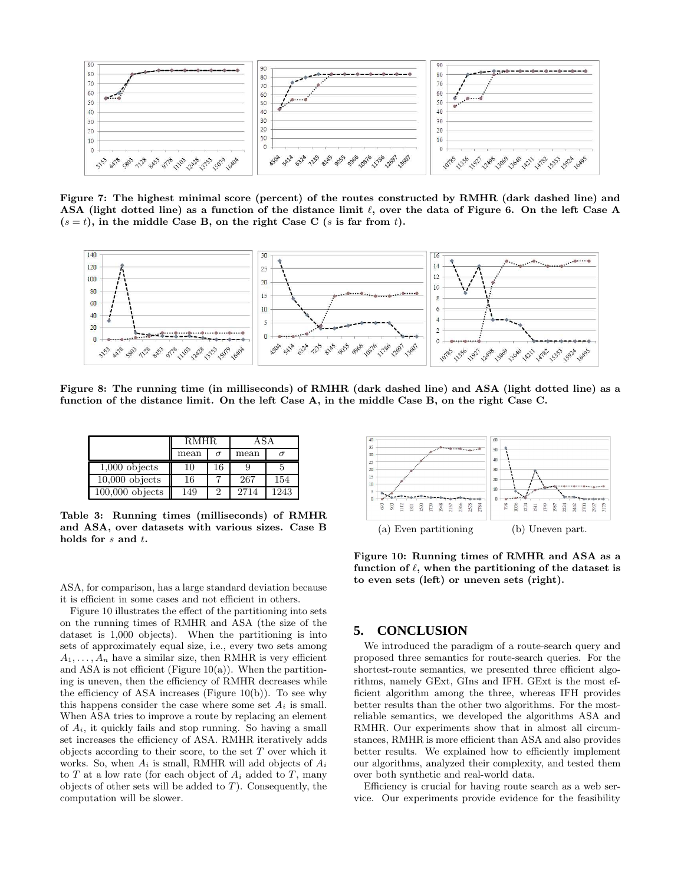Figure 7: The highest minimal score (percent) of the routes constructed by RMHR (dark dashed line) and ASA (light dotted line) as a function of the distance limit $\ell$, over the data of Figure 6. On the left Case A ($s = t$), in the middle Case B, on the right Case C ($s$ is far from $t$).

Figure 8: The running time (in milliseconds) of RMHR (dark dashed line) and ASA (light dotted line) as a function of the distance limit. On the left Case A, in the middle Case B, on the right Case C.

| | RMHR | | ASA | |
|---|---|---|---|---|
| | mean | $\sigma$ | mean | $\sigma$ |
| 1,000 objects | 10 | 16 | 9 | 5 |
| 10,000 objects | 16 | 7 | 267 | 154 |
| 100,000 objects | 149 | 2 | 2714 | 1243 |

Table 3: Running times (milliseconds) of RMHR and ASA, over datasets with various sizes. Case B holds for $s$ and $t$.

ASA, for comparison, has a large standard deviation because it is efficient in some cases and not efficient in others.

Figure 10 illustrates the effect of the partitioning into sets on the running times of RMHR and ASA (the size of the dataset is 1,000 objects). When the partitioning is into sets of approximately equal size, i.e., every two sets among $A_1, \ldots, A_n$ have a similar size, then RMHR is very efficient and ASA is not efficient (Figure 10(a)). When the partitioning is uneven, then the efficiency of RMHR decreases while the efficiency of ASA increases (Figure 10(b)). To see why this happens consider the case where some set $A_i$ is small. When ASA tries to improve a route by replacing an element of $A_i$, it quickly fails and stop running. So having a small set increases the efficiency of ASA. RMHR iteratively adds objects according to their score, to the set $T$ over which it works. So, when $A_i$ is small, RMHR will add objects of $A_i$ to $T$ at a low rate (for each object of $A_i$ added to $T$, many objects of other sets will be added to $T$). Consequently, the computation will be slower.

(a) Even partitioning (b) Uneven part.

Figure 10: Running times of RMHR and ASA as a function of $\ell$, when the partitioning of the dataset is to even sets (left) or uneven sets (right).

## 5. CONCLUSION

We introduced the paradigm of a route-search query and proposed three semantics for route-search queries. For the shortest-route semantics, we presented three efficient algorithms, namely GExt, GIns and IFH. GExt is the most efficient algorithm among the three, whereas IFH provides better results than the other two algorithms. For the most-reliable semantics, we developed the algorithms ASA and RMHR. Our experiments show that in almost all circumstances, RMHR is more efficient than ASA and also provides better results. We explained how to efficiently implement our algorithms, analyzed their complexity, and tested them over both synthetic and real-world data.

Efficiency is crucial for having route search as a web service. Our experiments provide evidence for the feasibility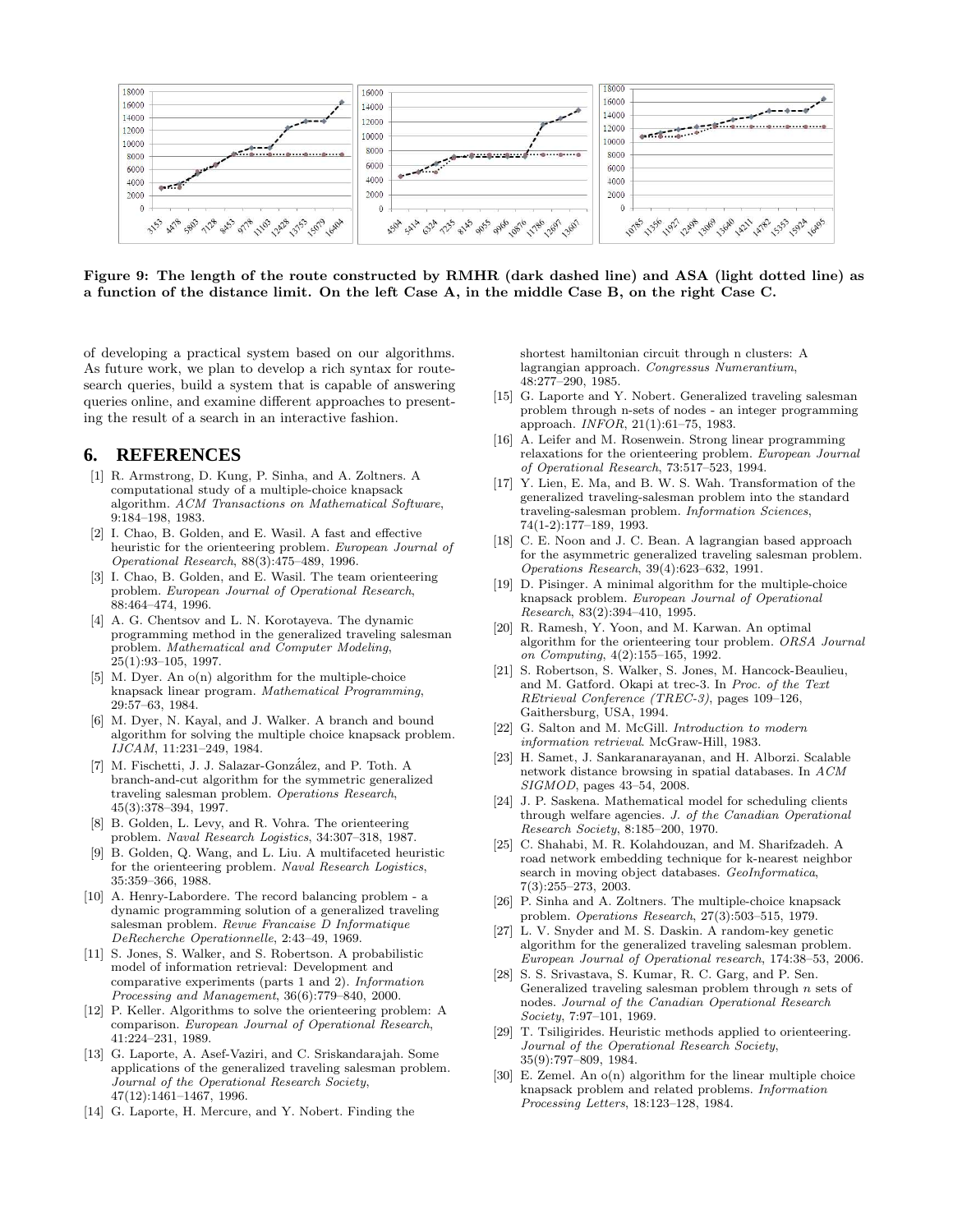18000
16000
14000
12000
10000
8000
6000
4000
2000
0

3153 4478 5803 7128 8453 9778 11103 12428 13753 15079 16404

16000
14000
12000
10000
8000
6000
4000
2000
0

4504 5414 6324 7235 8145 9055 9966 10876 11786 12697 13607

18000
16000
14000
12000
10000
8000
6000
4000
2000
0

10785 11356 11927 12498 13069 13640 14211 14782 15353 15924 16495

**Figure 9: The length of the route constructed by RMHR (dark dashed line) and ASA (light dotted line) as a function of the distance limit. On the left Case A, in the middle Case B, on the right Case C.**

of developing a practical system based on our algorithms. As future work, we plan to develop a rich syntax for route-search queries, build a system that is capable of answering queries online, and examine different approaches to presenting the result of a search in an interactive fashion.

# 6. REFERENCES

[1] R. Armstrong, D. Kung, P. Sinha, and A. Zoltners. A computational study of a multiple-choice knapsack algorithm. *ACM Transactions on Mathematical Software*, 9:184–198, 1983.

[2] I. Chao, B. Golden, and E. Wasil. A fast and effective heuristic for the orienteering problem. *European Journal of Operational Research*, 88(3):475–489, 1996.

[3] I. Chao, B. Golden, and E. Wasil. The team orienteering problem. *European Journal of Operational Research*, 88:464–474, 1996.

[4] A. G. Chentsov and L. N. Korotayeva. The dynamic programming method in the generalized traveling salesman problem. *Mathematical and Computer Modeling*, 25(1):93–105, 1997.

[5] M. Dyer. An o(n) algorithm for the multiple-choice knapsack linear program. *Mathematical Programming*, 29:57–63, 1984.

[6] M. Dyer, N. Kayal, and J. Walker. A branch and bound algorithm for solving the multiple choice knapsack problem. *IJCAM*, 11:231–249, 1984.

[7] M. Fischetti, J. J. Salazar-González, and P. Toth. A branch-and-cut algorithm for the symmetric generalized traveling salesman problem. *Operations Research*, 45(3):378–394, 1997.

[8] B. Golden, L. Levy, and R. Vohra. The orienteering problem. *Naval Research Logistics*, 34:307–318, 1987.

[9] B. Golden, Q. Wang, and L. Liu. A multifaceted heuristic for the orienteering problem. *Naval Research Logistics*, 35:359–366, 1988.

[10] A. Henry-Labordere. The record balancing problem - a dynamic programming solution of a generalized traveling salesman problem. *Revue Francaise D Informatique DeRecherche Operationnelle*, 2:43–49, 1969.

[11] S. Jones, S. Walker, and S. Robertson. A probabilistic model of information retrieval: Development and comparative experiments (parts 1 and 2). *Information Processing and Management*, 36(6):779–840, 2000.

[12] P. Keller. Algorithms to solve the orienteering problem: A comparison. *European Journal of Operational Research*, 41:224–231, 1989.

[13] G. Laporte, A. Asef-Vaziri, and C. Sriskandarajah. Some applications of the generalized traveling salesman problem. *Journal of the Operational Research Society*, 47(12):1461–1467, 1996.

[14] G. Laporte, H. Mercure, and Y. Nobert. Finding the shortest hamiltonian circuit through n clusters: A lagrangian approach. *Congressus Numerantium*, 48:277–290, 1985.

[15] G. Laporte and Y. Nobert. Generalized traveling salesman problem through n-sets of nodes - an integer programming approach. *INFOR*, 21(1):61–75, 1983.

[16] A. Leifer and M. Rosenwein. Strong linear programming relaxations for the orienteering problem. *European Journal of Operational Research*, 73:517–523, 1994.

[17] Y. Lien, E. Ma, and B. W. S. Wah. Transformation of the generalized traveling-salesman problem into the standard traveling-salesman problem. *Information Sciences*, 74(1-2):177–189, 1993.

[18] C. E. Noon and J. C. Bean. A lagrangian based approach for the asymmetric generalized traveling salesman problem. *Operations Research*, 39(4):623–632, 1991.

[19] D. Pisinger. A minimal algorithm for the multiple-choice knapsack problem. *European Journal of Operational Research*, 83(2):394–410, 1995.

[20] R. Ramesh, Y. Yoon, and M. Karwan. An optimal algorithm for the orienteering tour problem. *ORSA Journal on Computing*, 4(2):155–165, 1992.

[21] S. Robertson, S. Walker, S. Jones, M. Hancock-Beaulieu, and M. Gatford. Okapi at trec-3. In *Proc. of the Text REtrieval Conference (TREC-3)*, pages 109–126, Gaithersburg, USA, 1994.

[22] G. Salton and M. McGill. *Introduction to modern information retrieval*. McGraw-Hill, 1983.

[23] H. Samet, J. Sankaranarayanan, and H. Alborzi. Scalable network distance browsing in spatial databases. In *ACM SIGMOD*, pages 43–54, 2008.

[24] J. P. Saskena. Mathematical model for scheduling clients through welfare agencies. *J. of the Canadian Operational Research Society*, 8:185–200, 1970.

[25] C. Shahabi, M. R. Kolahdouzan, and M. Sharifzadeh. A road network embedding technique for k-nearest neighbor search in moving object databases. *GeoInformatica*, 7(3):255–273, 2003.

[26] P. Sinha and A. Zoltners. The multiple-choice knapsack problem. *Operations Research*, 27(3):503–515, 1979.

[27] L. V. Snyder and M. S. Daskin. A random-key genetic algorithm for the generalized traveling salesman problem. *European Journal of Operational research*, 174:38–53, 2006.

[28] S. S. Srivastava, S. Kumar, R. C. Garg, and P. Sen. Generalized traveling salesman problem through $n$ sets of nodes. *Journal of the Canadian Operational Research Society*, 7:97–101, 1969.

[29] T. Tsiligirides. Heuristic methods applied to orienteering. *Journal of the Operational Research Society*, 35(9):797–809, 1984.

[30] E. Zemel. An o(n) algorithm for the linear multiple choice knapsack problem and related problems. *Information Processing Letters*, 18:123–128, 1984.